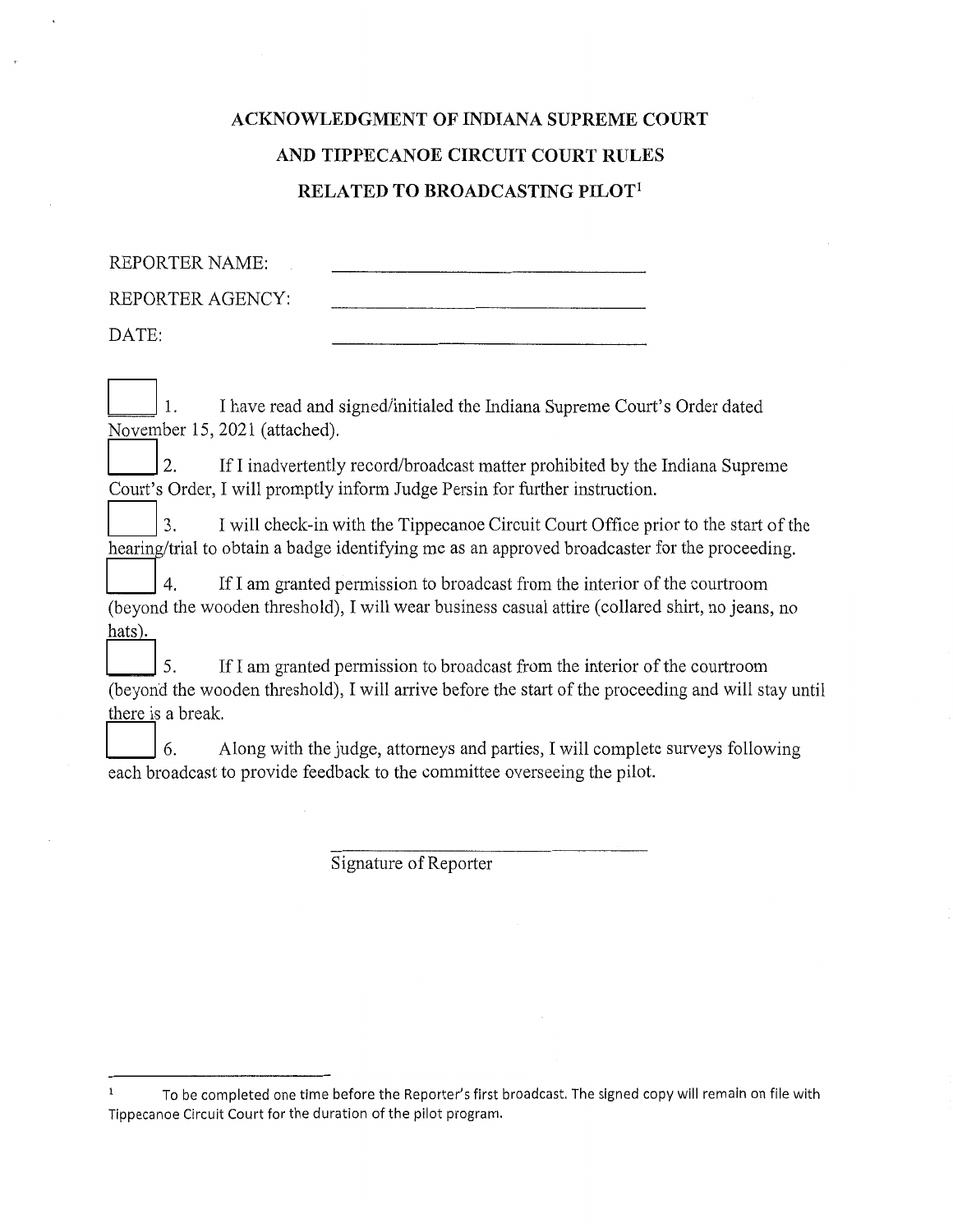# ACKNOWLEDGMENT OF INDIANA SUPREME COURT AND TIPPECANOE CIRCUIT COURT RULES RELATED TO BROADCASTING PILOT[1]

REPORTER NAME: ______________________

REPORTER AGENCY: ______________________

DATE: ______________________

☐ 1. I have read and signed/initialed the Indiana Supreme Court's Order dated November 15, 2021 (attached).

☐ 2. If I inadvertently record/broadcast matter prohibited by the Indiana Supreme Court's Order, I will promptly inform Judge Persin for further instruction.

☐ 3. I will check-in with the Tippecanoe Circuit Court Office prior to the start of the hearing/trial to obtain a badge identifying me as an approved broadcaster for the proceeding.

☐ 4. If I am granted permission to broadcast from the interior of the courtroom (beyond the wooden threshold), I will wear business casual attire (collared shirt, no jeans, no hats).

☐ 5. If I am granted permission to broadcast from the interior of the courtroom (beyond the wooden threshold), I will arrive before the start of the proceeding and will stay until there is a break.

☐ 6. Along with the judge, attorneys and parties, I will complete surveys following each broadcast to provide feedback to the committee overseeing the pilot.

______________________

Signature of Reporter

---

[1] To be completed one time before the Reporter's first broadcast. The signed copy will remain on file with Tippecanoe Circuit Court for the duration of the pilot program.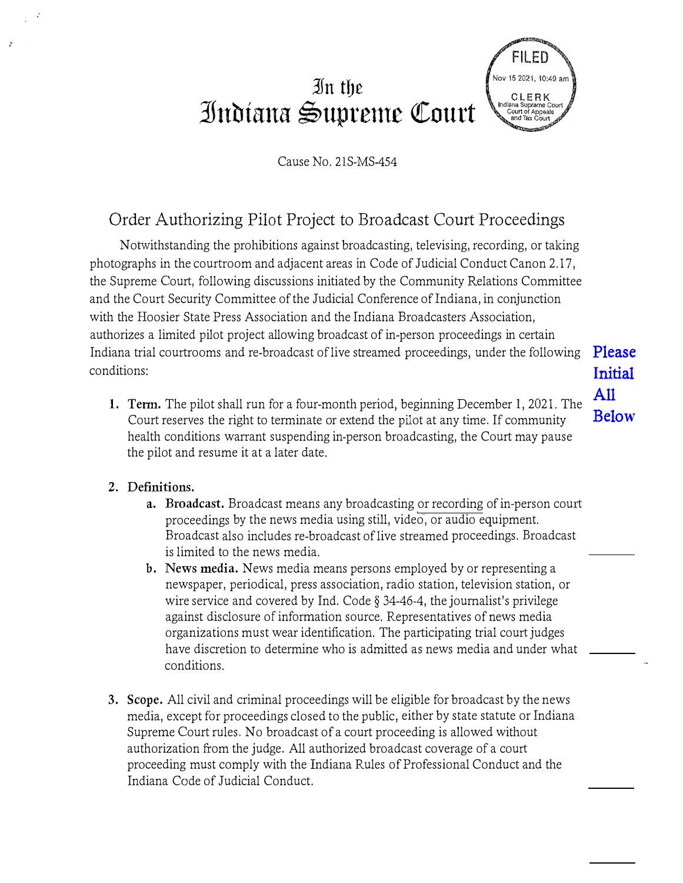# In the Indiana Supreme Court

FILED
Nov 15 2021, 10:49 am
CLERK
Indiana Supreme Court
Court of Appeals
and Tax Court

Cause No. 21S-MS-454

## Order Authorizing Pilot Project to Broadcast Court Proceedings

Notwithstanding the prohibitions against broadcasting, televising, recording, or taking photographs in the courtroom and adjacent areas in Code of Judicial Conduct Canon 2.17, the Supreme Court, following discussions initiated by the Community Relations Committee and the Court Security Committee of the Judicial Conference of Indiana, in conjunction with the Hoosier State Press Association and the Indiana Broadcasters Association, authorizes a limited pilot project allowing broadcast of in-person proceedings in certain Indiana trial courtrooms and re-broadcast of live streamed proceedings, under the following conditions:

**Please Initial All Below**

1. **Term.** The pilot shall run for a four-month period, beginning December 1, 2021. The Court reserves the right to terminate or extend the pilot at any time. If community health conditions warrant suspending in-person broadcasting, the Court may pause the pilot and resume it at a later date.

2. **Definitions.**
   a. **Broadcast.** Broadcast means any broadcasting or recording of in-person court proceedings by the news media using still, video, or audio equipment. Broadcast also includes re-broadcast of live streamed proceedings. Broadcast is limited to the news media. \_\_\_\_\_\_\_\_
   b. **News media.** News media means persons employed by or representing a newspaper, periodical, press association, radio station, television station, or wire service and covered by Ind. Code § 34-46-4, the journalist's privilege against disclosure of information source. Representatives of news media organizations must wear identification. The participating trial court judges have discretion to determine who is admitted as news media and under what conditions. \_\_\_\_\_\_\_\_

3. **Scope.** All civil and criminal proceedings will be eligible for broadcast by the news media, except for proceedings closed to the public, either by state statute or Indiana Supreme Court rules. No broadcast of a court proceeding is allowed without authorization from the judge. All authorized broadcast coverage of a court proceeding must comply with the Indiana Rules of Professional Conduct and the Indiana Code of Judicial Conduct. \_\_\_\_\_\_\_\_

\_\_\_\_\_\_\_\_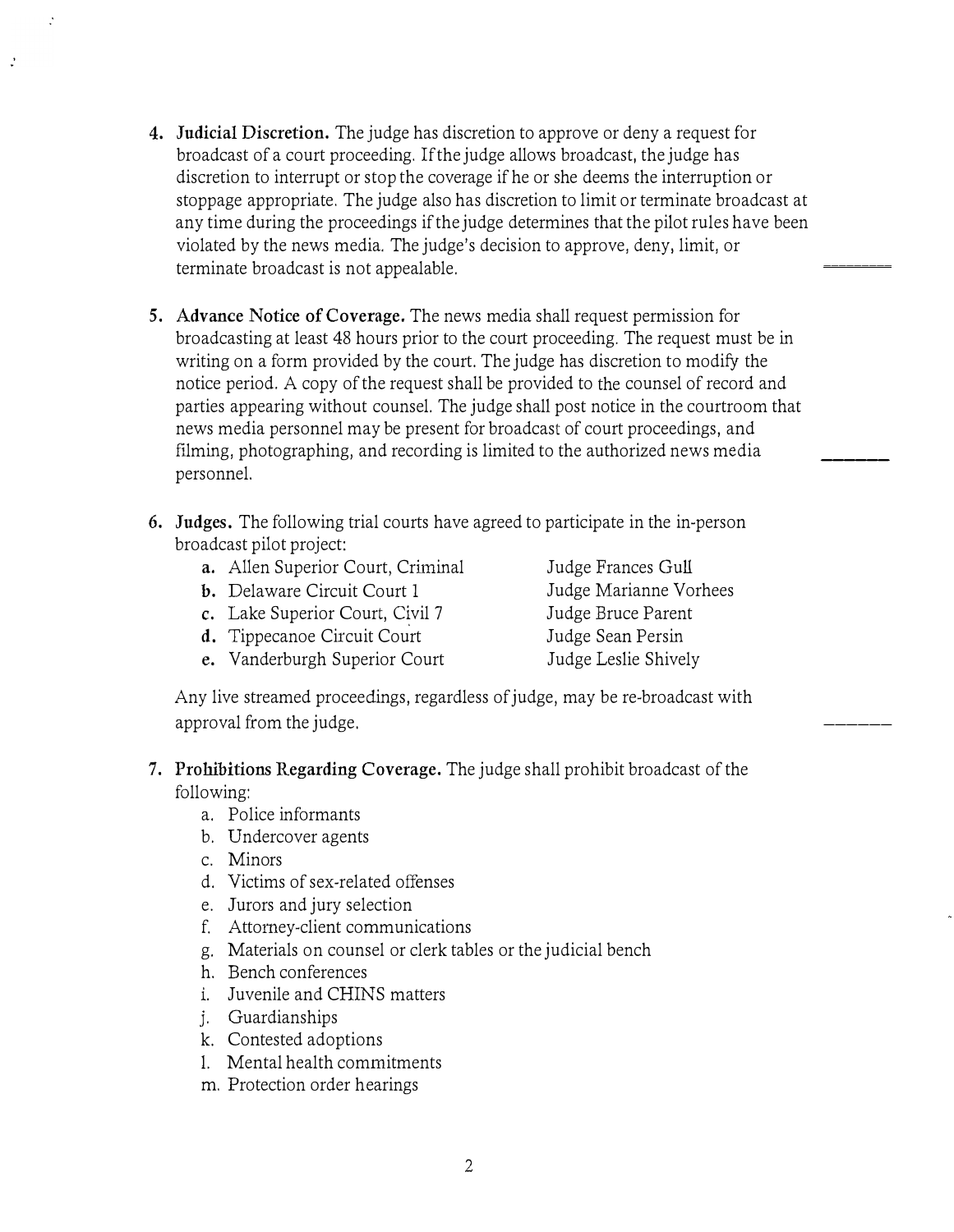4. **Judicial Discretion.** The judge has discretion to approve or deny a request for broadcast of a court proceeding. If the judge allows broadcast, the judge has discretion to interrupt or stop the coverage if he or she deems the interruption or stoppage appropriate. The judge also has discretion to limit or terminate broadcast at any time during the proceedings if the judge determines that the pilot rules have been violated by the news media. The judge's decision to approve, deny, limit, or terminate broadcast is not appealable.

5. **Advance Notice of Coverage.** The news media shall request permission for broadcasting at least 48 hours prior to the court proceeding. The request must be in writing on a form provided by the court. The judge has discretion to modify the notice period. A copy of the request shall be provided to the counsel of record and parties appearing without counsel. The judge shall post notice in the courtroom that news media personnel may be present for broadcast of court proceedings, and filming, photographing, and recording is limited to the authorized news media personnel.

6. **Judges.** The following trial courts have agreed to participate in the in-person broadcast pilot project:
   - **a.** Allen Superior Court, Criminal — Judge Frances Gull
   - **b.** Delaware Circuit Court 1 — Judge Marianne Vorhees
   - **c.** Lake Superior Court, Civil 7 — Judge Bruce Parent
   - **d.** Tippecanoe Circuit Court — Judge Sean Persin
   - **e.** Vanderburgh Superior Court — Judge Leslie Shively

   Any live streamed proceedings, regardless of judge, may be re-broadcast with approval from the judge.

7. **Prohibitions Regarding Coverage.** The judge shall prohibit broadcast of the following:
   - a. Police informants
   - b. Undercover agents
   - c. Minors
   - d. Victims of sex-related offenses
   - e. Jurors and jury selection
   - f. Attorney-client communications
   - g. Materials on counsel or clerk tables or the judicial bench
   - h. Bench conferences
   - i. Juvenile and CHINS matters
   - j. Guardianships
   - k. Contested adoptions
   - l. Mental health commitments
   - m. Protection order hearings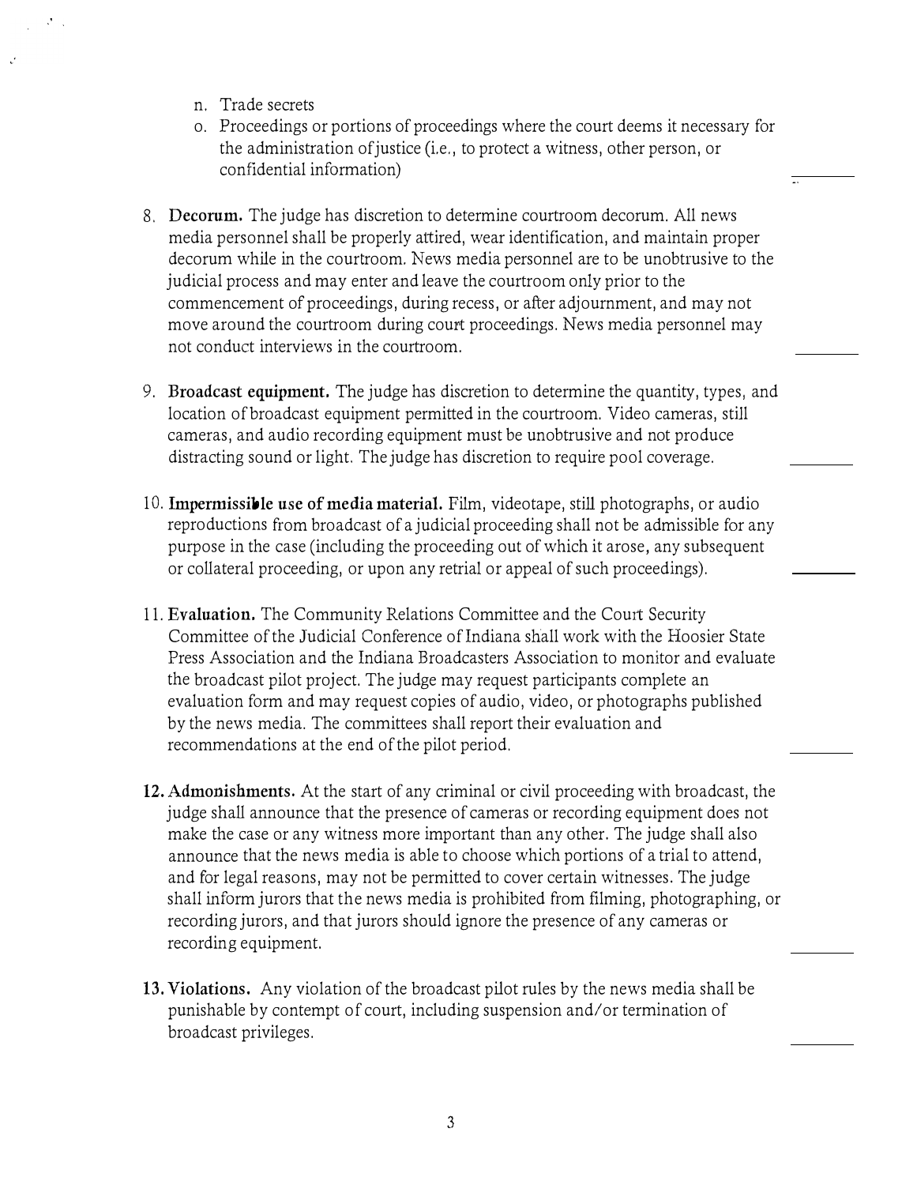n. Trade secrets
o. Proceedings or portions of proceedings where the court deems it necessary for the administration of justice (i.e., to protect a witness, other person, or confidential information)

8. **Decorum.** The judge has discretion to determine courtroom decorum. All news media personnel shall be properly attired, wear identification, and maintain proper decorum while in the courtroom. News media personnel are to be unobtrusive to the judicial process and may enter and leave the courtroom only prior to the commencement of proceedings, during recess, or after adjournment, and may not move around the courtroom during court proceedings. News media personnel may not conduct interviews in the courtroom.

9. **Broadcast equipment.** The judge has discretion to determine the quantity, types, and location of broadcast equipment permitted in the courtroom. Video cameras, still cameras, and audio recording equipment must be unobtrusive and not produce distracting sound or light. The judge has discretion to require pool coverage.

10. **Impermissible use of media material.** Film, videotape, still photographs, or audio reproductions from broadcast of a judicial proceeding shall not be admissible for any purpose in the case (including the proceeding out of which it arose, any subsequent or collateral proceeding, or upon any retrial or appeal of such proceedings).

11. **Evaluation.** The Community Relations Committee and the Court Security Committee of the Judicial Conference of Indiana shall work with the Hoosier State Press Association and the Indiana Broadcasters Association to monitor and evaluate the broadcast pilot project. The judge may request participants complete an evaluation form and may request copies of audio, video, or photographs published by the news media. The committees shall report their evaluation and recommendations at the end of the pilot period.

12. **Admonishments.** At the start of any criminal or civil proceeding with broadcast, the judge shall announce that the presence of cameras or recording equipment does not make the case or any witness more important than any other. The judge shall also announce that the news media is able to choose which portions of a trial to attend, and for legal reasons, may not be permitted to cover certain witnesses. The judge shall inform jurors that the news media is prohibited from filming, photographing, or recording jurors, and that jurors should ignore the presence of any cameras or recording equipment.

13. **Violations.** Any violation of the broadcast pilot rules by the news media shall be punishable by contempt of court, including suspension and/or termination of broadcast privileges.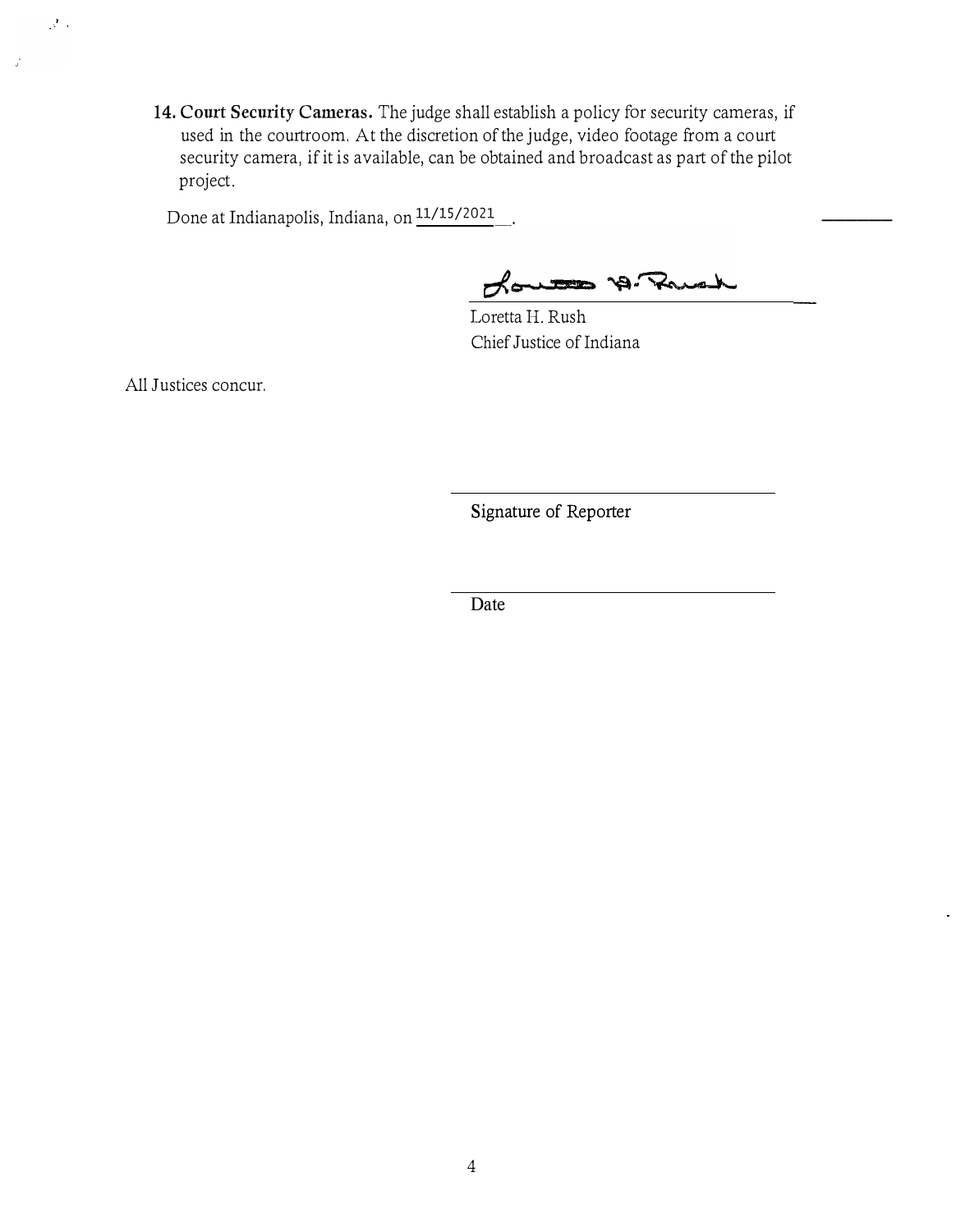**14. Court Security Cameras.** The judge shall establish a policy for security cameras, if used in the courtroom. At the discretion of the judge, video footage from a court security camera, if it is available, can be obtained and broadcast as part of the pilot project.

Done at Indianapolis, Indiana, on 11/15/2021__.

Loretta H. Rush
Chief Justice of Indiana

All Justices concur.

Signature of Reporter

Date